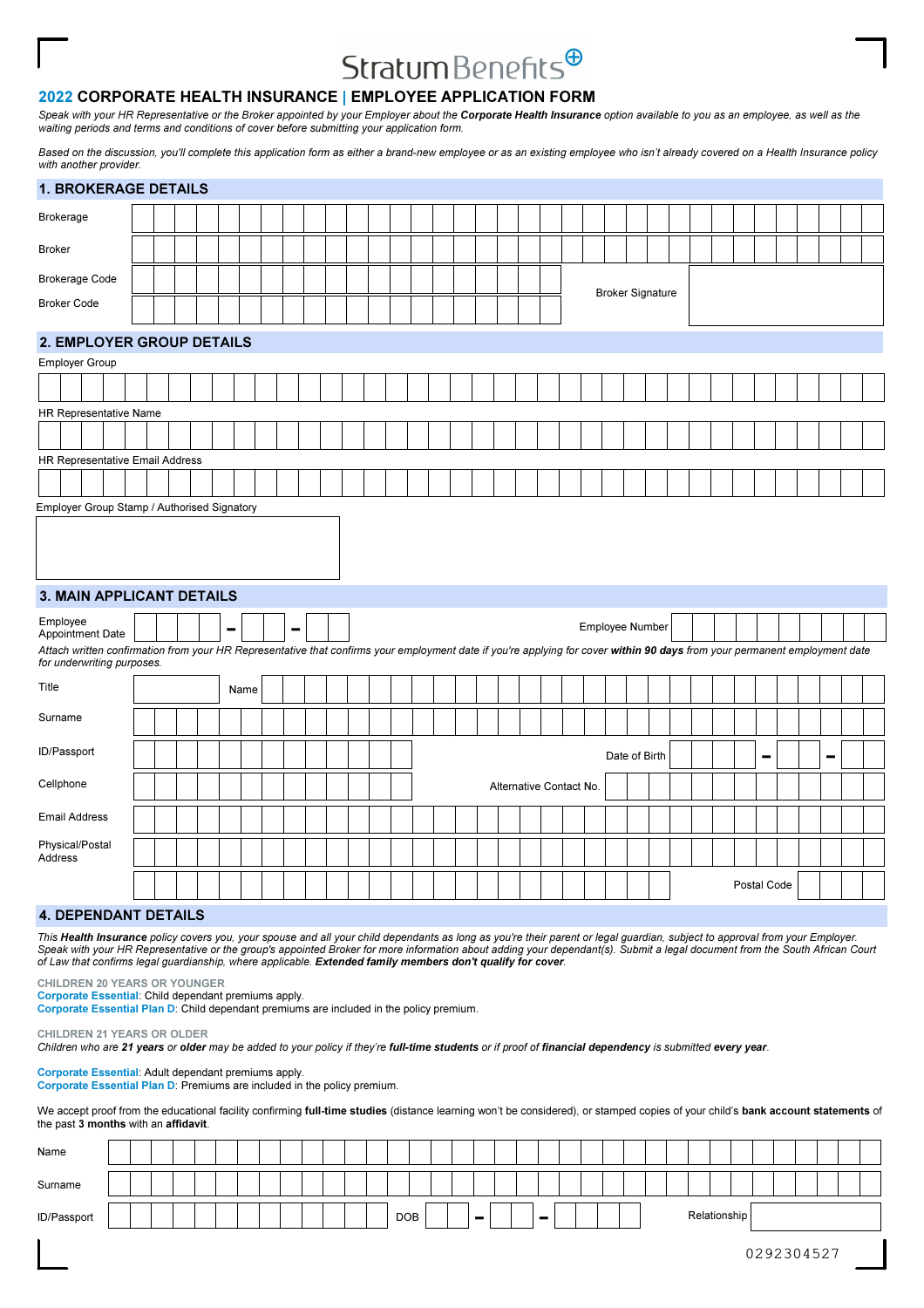Stratum Benefits

# 2022 CORPORATE HEALTH INSURANCE | EMPLOYEE APPLICATION FORM

*Speak with your HR Representative or the Broker appointed by your Employer about the* ***Corporate Health Insurance*** *option available to you as an employee, as well as the waiting periods and terms and conditions of cover before submitting your application form.*

*Based on the discussion, you'll complete this application form as either a brand-new employee or as an existing employee who isn't already covered on a Health Insurance policy with another provider.*

## 1. BROKERAGE DETAILS

| | |
|---|---|
| Brokerage | |
| Broker | |
| Brokerage Code | |
| Broker Code | |
| Broker Signature | |

## 2. EMPLOYER GROUP DETAILS

Employer Group

HR Representative Name

HR Representative Email Address

Employer Group Stamp / Authorised Signatory

## 3. MAIN APPLICANT DETAILS

| | | | |
|---|---|---|---|
| Employee Appointment Date | \_\_\_\_ - \_\_ - \_\_ | Employee Number | |

*Attach written confirmation from your HR Representative that confirms your employment date if you're applying for cover* ***within 90 days*** *from your permanent employment date for underwriting purposes.*

| | | | |
|---|---|---|---|
| Title | | Name | |
| Surname | | | |
| ID/Passport | | Date of Birth | \_\_\_\_ - \_\_ - \_\_ |
| Cellphone | | Alternative Contact No. | |
| Email Address | | | |
| Physical/Postal Address | | | |
| | | Postal Code | |

## 4. DEPENDANT DETAILS

*This* ***Health Insurance*** *policy covers you, your spouse and all your child dependants as long as you're their parent or legal guardian, subject to approval from your Employer. Speak with your HR Representative or the group's appointed Broker for more information about adding your dependant(s). Submit a legal document from the South African Court of Law that confirms legal guardianship, where applicable.* ***Extended family members don't qualify for cover.***

**CHILDREN 20 YEARS OR YOUNGER**

**Corporate Essential**: Child dependant premiums apply.
**Corporate Essential Plan D**: Child dependant premiums are included in the policy premium.

**CHILDREN 21 YEARS OR OLDER**

*Children who are* ***21 years*** *or* ***older*** *may be added to your policy if they're* ***full-time students*** *or if proof of* ***financial dependency*** *is submitted* ***every year****.*

**Corporate Essential**: Adult dependant premiums apply.
**Corporate Essential Plan D**: Premiums are included in the policy premium.

We accept proof from the educational facility confirming **full-time studies** (distance learning won't be considered), or stamped copies of your child's **bank account statements** of the past **3 months** with an **affidavit**.

| | | | | | |
|---|---|---|---|---|---|
| Name | | | | | |
| Surname | | | | | |
| ID/Passport | | DOB | \_\_\_\_ - \_\_ - \_\_\_\_ | Relationship | |

0292304527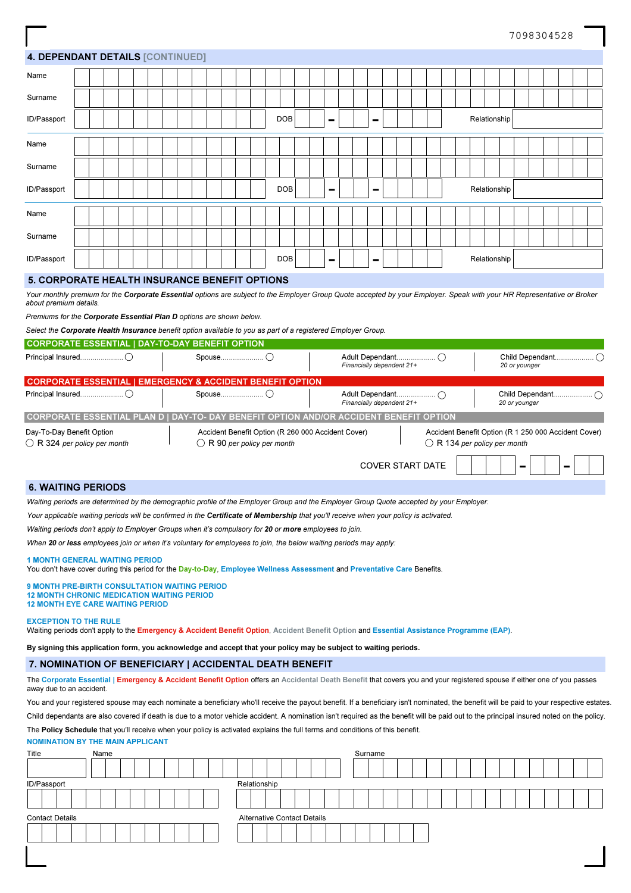7098304528

## 4. DEPENDANT DETAILS [CONTINUED]

Name

Surname

ID/Passport | DOB – – | Relationship

Name

Surname

ID/Passport | DOB – – | Relationship

Name

Surname

ID/Passport | DOB – – | Relationship

## 5. CORPORATE HEALTH INSURANCE BENEFIT OPTIONS

*Your monthly premium for the **Corporate Essential** options are subject to the Employer Group Quote accepted by your Employer. Speak with your HR Representative or Broker about premium details.*

*Premiums for the **Corporate Essential Plan D** options are shown below.*

*Select the **Corporate Health Insurance** benefit option available to you as part of a registered Employer Group.*

### CORPORATE ESSENTIAL | DAY-TO-DAY BENEFIT OPTION

| Principal Insured.................... ◯ | Spouse.................... ◯ | Adult Dependant.................. ◯ *Financially dependent 21+* | Child Dependant.................. ◯ *20 or younger* |
|---|---|---|---|

### CORPORATE ESSENTIAL | EMERGENCY & ACCIDENT BENEFIT OPTION

| Principal Insured.................... ◯ | Spouse.................... ◯ | Adult Dependant.................. ◯ *Financially dependent 21+* | Child Dependant.................. ◯ *20 or younger* |
|---|---|---|---|

### CORPORATE ESSENTIAL PLAN D | DAY-TO- DAY BENEFIT OPTION AND/OR ACCIDENT BENEFIT OPTION

| Day-To-Day Benefit Option | Accident Benefit Option (R 260 000 Accident Cover) | Accident Benefit Option (R 1 250 000 Accident Cover) |
|---|---|---|
| ◯ R 324 *per policy per month* | ◯ R 90 *per policy per month* | ◯ R 134 *per policy per month* |

COVER START DATE – –

## 6. WAITING PERIODS

*Waiting periods are determined by the demographic profile of the Employer Group and the Employer Group Quote accepted by your Employer.*

*Your applicable waiting periods will be confirmed in the **Certificate of Membership** that you'll receive when your policy is activated.*

*Waiting periods don't apply to Employer Groups when it's compulsory for **20** or **more** employees to join.*

*When **20** or **less** employees join or when it's voluntary for employees to join, the below waiting periods may apply:*

**1 MONTH GENERAL WAITING PERIOD**
You don't have cover during this period for the **Day-to-Day**, **Employee Wellness Assessment** and **Preventative Care** Benefits.

**9 MONTH PRE-BIRTH CONSULTATION WAITING PERIOD**
**12 MONTH CHRONIC MEDICATION WAITING PERIOD**
**12 MONTH EYE CARE WAITING PERIOD**

**EXCEPTION TO THE RULE**
Waiting periods don't apply to the **Emergency & Accident Benefit Option**, **Accident Benefit Option** and **Essential Assistance Programme (EAP)**.

**By signing this application form, you acknowledge and accept that your policy may be subject to waiting periods.**

## 7. NOMINATION OF BENEFICIARY | ACCIDENTAL DEATH BENEFIT

The **Corporate Essential | Emergency & Accident Benefit Option** offers an **Accidental Death Benefit** that covers you and your registered spouse if either one of you passes away due to an accident.

You and your registered spouse may each nominate a beneficiary who'll receive the payout benefit. If a beneficiary isn't nominated, the benefit will be paid to your respective estates.

Child dependants are also covered if death is due to a motor vehicle accident. A nomination isn't required as the benefit will be paid out to the principal insured noted on the policy.

The **Policy Schedule** that you'll receive when your policy is activated explains the full terms and conditions of this benefit.

**NOMINATION BY THE MAIN APPLICANT**

Title | Name | Surname

ID/Passport | Relationship

Contact Details | Alternative Contact Details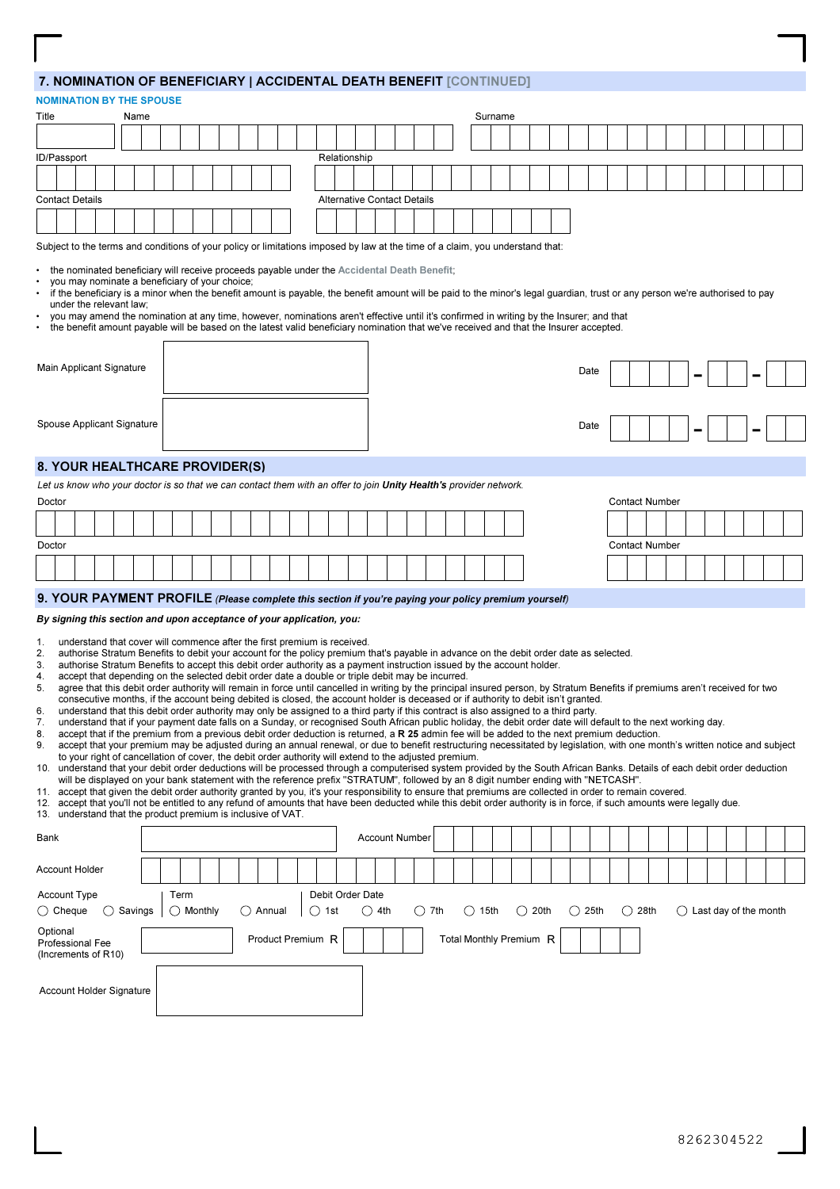## 7. NOMINATION OF BENEFICIARY | ACCIDENTAL DEATH BENEFIT [CONTINUED]

### NOMINATION BY THE SPOUSE

| Title | Name | Surname |
|---|---|---|
| | | |

| ID/Passport | Relationship |
|---|---|
| | |

| Contact Details | Alternative Contact Details |
|---|---|
| | |

Subject to the terms and conditions of your policy or limitations imposed by law at the time of a claim, you understand that:

- the nominated beneficiary will receive proceeds payable under the Accidental Death Benefit;
- you may nominate a beneficiary of your choice;
- if the beneficiary is a minor when the benefit amount is payable, the benefit amount will be paid to the minor's legal guardian, trust or any person we're authorised to pay under the relevant law;
- you may amend the nomination at any time, however, nominations aren't effective until it's confirmed in writing by the Insurer; and that
- the benefit amount payable will be based on the latest valid beneficiary nomination that we've received and that the Insurer accepted.

| | | | |
|---|---|---|---|
| Main Applicant Signature | | Date | - - |
| Spouse Applicant Signature | | Date | - - |

## 8. YOUR HEALTHCARE PROVIDER(S)

*Let us know who your doctor is so that we can contact them with an offer to join **Unity Health's** provider network.*

| Doctor | Contact Number |
|---|---|
| | |
| | |

## 9. YOUR PAYMENT PROFILE *(Please complete this section if you're paying your policy premium yourself)*

***By signing this section and upon acceptance of your application, you:***

1. understand that cover will commence after the first premium is received.
2. authorise Stratum Benefits to debit your account for the policy premium that's payable in advance on the debit order date as selected.
3. authorise Stratum Benefits to accept this debit order authority as a payment instruction issued by the account holder.
4. accept that depending on the selected debit order date a double or triple debit may be incurred.
5. agree that this debit order authority will remain in force until cancelled in writing by the principal insured person, by Stratum Benefits if premiums aren't received for two consecutive months, if the account being debited is closed, the account holder is deceased or if authority to debit isn't granted.
6. understand that this debit order authority may only be assigned to a third party if this contract is also assigned to a third party.
7. understand that if your payment date falls on a Sunday, or recognised South African public holiday, the debit order date will default to the next working day.
8. accept that if the premium from a previous debit order deduction is returned, a **R 25** admin fee will be added to the next premium deduction.
9. accept that your premium may be adjusted during an annual renewal, or due to benefit restructuring necessitated by legislation, with one month's written notice and subject to your right of cancellation of cover, the debit order authority will extend to the adjusted premium.
10. understand that your debit order deductions will be processed through a computerised system provided by the South African Banks. Details of each debit order deduction will be displayed on your bank statement with the reference prefix "STRATUM", followed by an 8 digit number ending with "NETCASH".
11. accept that given the debit order authority granted by you, it's your responsibility to ensure that premiums are collected in order to remain covered.
12. accept that you'll not be entitled to any refund of amounts that have been deducted while this debit order authority is in force, if such amounts were legally due.
13. understand that the product premium is inclusive of VAT.

| | | | |
|---|---|---|---|
| Bank | | Account Number | |
| Account Holder | | | |

**Account Type:** ◯ Cheque ◯ Savings

**Term:** ◯ Monthly ◯ Annual

**Debit Order Date:** ◯ 1st ◯ 4th ◯ 7th ◯ 15th ◯ 20th ◯ 25th ◯ 28th ◯ Last day of the month

| | | | |
|---|---|---|---|
| Optional Professional Fee (Increments of R10) | | Product Premium R | |
| | | Total Monthly Premium R | |

| | |
|---|---|
| Account Holder Signature | |

8262304522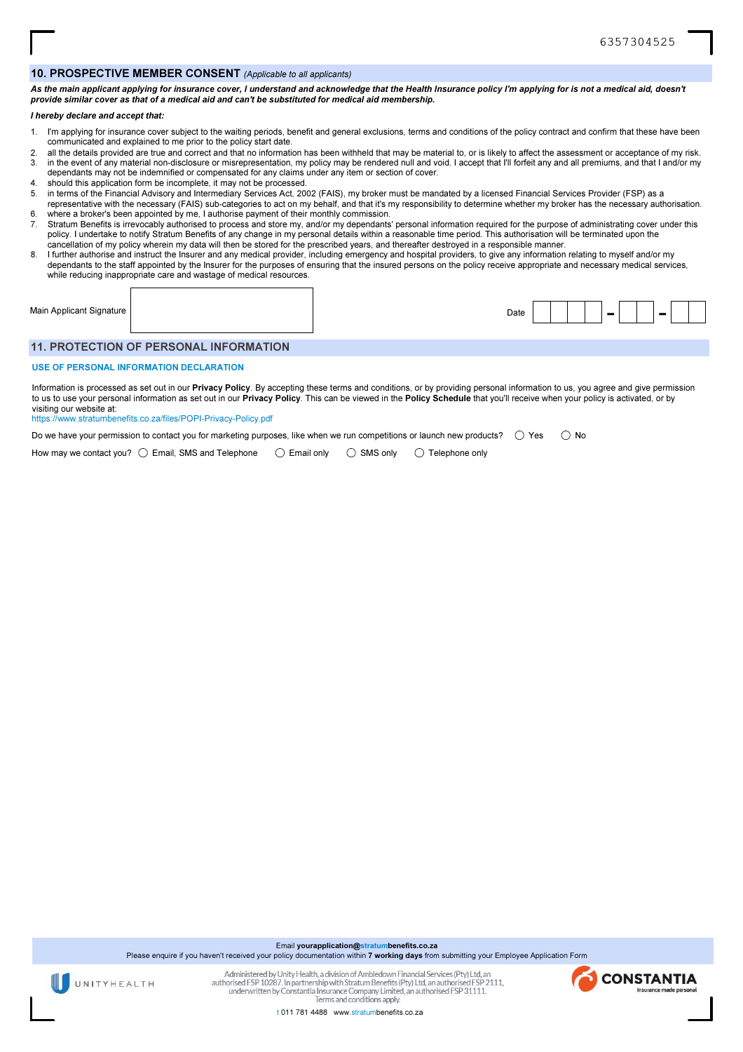6357304525

## 10. PROSPECTIVE MEMBER CONSENT *(Applicable to all applicants)*

***As the main applicant applying for insurance cover, I understand and acknowledge that the Health Insurance policy I'm applying for is not a medical aid, doesn't provide similar cover as that of a medical aid and can't be substituted for medical aid membership.***

***I hereby declare and accept that:***

1. I'm applying for insurance cover subject to the waiting periods, benefit and general exclusions, terms and conditions of the policy contract and confirm that these have been communicated and explained to me prior to the policy start date.
2. all the details provided are true and correct and that no information has been withheld that may be material to, or is likely to affect the assessment or acceptance of my risk.
3. in the event of any material non-disclosure or misrepresentation, my policy may be rendered null and void. I accept that I'll forfeit any and all premiums, and that I and/or my dependants may not be indemnified or compensated for any claims under any item or section of cover.
4. should this application form be incomplete, it may not be processed.
5. in terms of the Financial Advisory and Intermediary Services Act, 2002 (FAIS), my broker must be mandated by a licensed Financial Services Provider (FSP) as a representative with the necessary (FAIS) sub-categories to act on my behalf, and that it's my responsibility to determine whether my broker has the necessary authorisation.
6. where a broker's been appointed by me, I authorise payment of their monthly commission.
7. Stratum Benefits is irrevocably authorised to process and store my, and/or my dependants' personal information required for the purpose of administrating cover under this policy. I undertake to notify Stratum Benefits of any change in my personal details within a reasonable time period. This authorisation will be terminated upon the cancellation of my policy wherein my data will then be stored for the prescribed years, and thereafter destroyed in a responsible manner.
8. I further authorise and instruct the Insurer and any medical provider, including emergency and hospital providers, to give any information relating to myself and/or my dependants to the staff appointed by the Insurer for the purposes of ensuring that the insured persons on the policy receive appropriate and necessary medical services, while reducing inappropriate care and wastage of medical resources.

Main Applicant Signature ____________________

Date ____ - __ - __

## 11. PROTECTION OF PERSONAL INFORMATION

### USE OF PERSONAL INFORMATION DECLARATION

Information is processed as set out in our **Privacy Policy**. By accepting these terms and conditions, or by providing personal information to us, you agree and give permission to us to use your personal information as set out in our **Privacy Policy**. This can be viewed in the **Policy Schedule** that you'll receive when your policy is activated, or by visiting our website at:
https://www.stratumbenefits.co.za/files/POPI-Privacy-Policy.pdf

Do we have your permission to contact you for marketing purposes, like when we run competitions or launch new products? ◯ Yes ◯ No

How may we contact you? ◯ Email, SMS and Telephone ◯ Email only ◯ SMS only ◯ Telephone only

Email **yourapplication@stratumbenefits.co.za**

Please enquire if you haven't received your policy documentation within **7 working days** from submitting your Employee Application Form

UNITYHEALTH

Administered by Unity Health, a division of Ambledown Financial Services (Pty) Ltd, an authorised FSP 10287. In partnership with Stratum Benefits (Pty) Ltd, an authorised FSP 2111, underwritten by Constantia Insurance Company Limited, an authorised FSP 31111. Terms and conditions apply.

CONSTANTIA Insurance made personal

t 011 781 4488 www.stratumbenefits.co.za